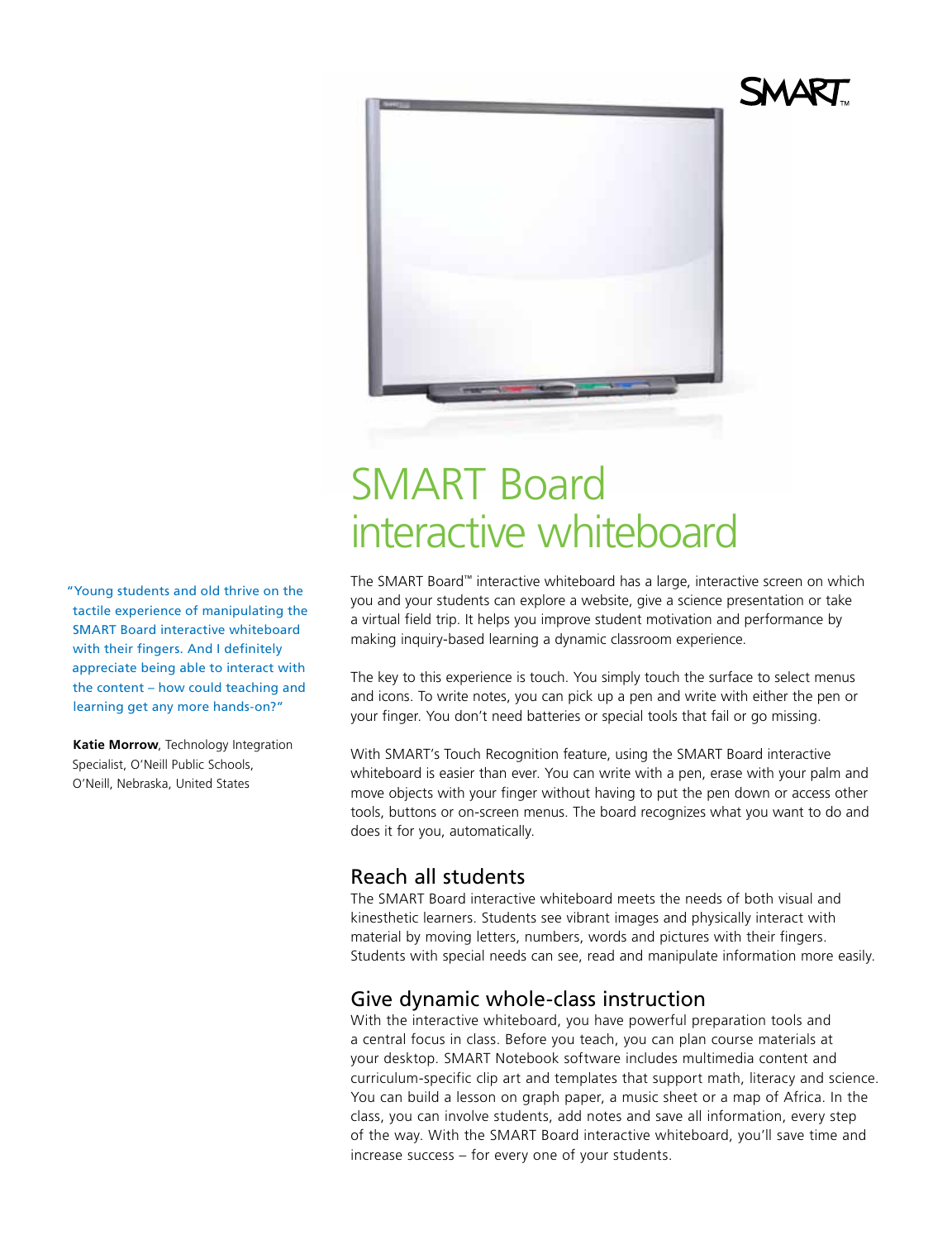SMART

# SMART Board interactive whiteboard

The SMART Board™ interactive whiteboard has a large, interactive screen on which you and your students can explore a website, give a science presentation or take a virtual field trip. It helps you improve student motivation and performance by making inquiry-based learning a dynamic classroom experience.

The key to this experience is touch. You simply touch the surface to select menus and icons. To write notes, you can pick up a pen and write with either the pen or your finger. You don't need batteries or special tools that fail or go missing.

With SMART's Touch Recognition feature, using the SMART Board interactive whiteboard is easier than ever. You can write with a pen, erase with your palm and move objects with your finger without having to put the pen down or access other tools, buttons or on-screen menus. The board recognizes what you want to do and does it for you, automatically.

"Young students and old thrive on the tactile experience of manipulating the SMART Board interactive whiteboard with their fingers. And I definitely appreciate being able to interact with the content – how could teaching and learning get any more hands-on?"

**Katie Morrow**, Technology Integration Specialist, O'Neill Public Schools, O'Neill, Nebraska, United States

## Reach all students

The SMART Board interactive whiteboard meets the needs of both visual and kinesthetic learners. Students see vibrant images and physically interact with material by moving letters, numbers, words and pictures with their fingers. Students with special needs can see, read and manipulate information more easily.

## Give dynamic whole-class instruction

With the interactive whiteboard, you have powerful preparation tools and a central focus in class. Before you teach, you can plan course materials at your desktop. SMART Notebook software includes multimedia content and curriculum-specific clip art and templates that support math, literacy and science. You can build a lesson on graph paper, a music sheet or a map of Africa. In the class, you can involve students, add notes and save all information, every step of the way. With the SMART Board interactive whiteboard, you'll save time and increase success – for every one of your students.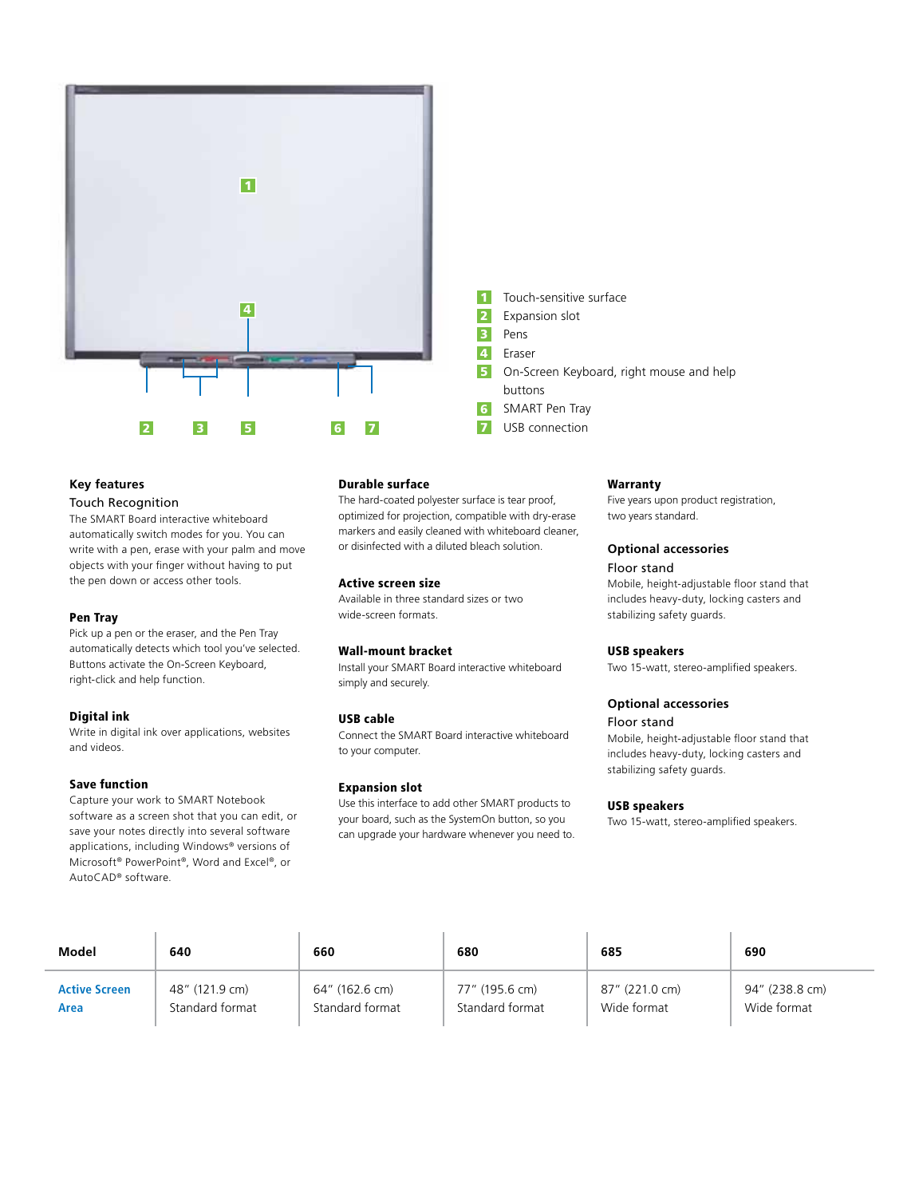1 Touch-sensitive surface
2 Expansion slot
3 Pens
4 Eraser
5 On-Screen Keyboard, right mouse and help buttons
6 SMART Pen Tray
7 USB connection

### Key features

**Touch Recognition**

The SMART Board interactive whiteboard automatically switch modes for you. You can write with a pen, erase with your palm and move objects with your finger without having to put the pen down or access other tools.

**Pen Tray**

Pick up a pen or the eraser, and the Pen Tray automatically detects which tool you've selected. Buttons activate the On-Screen Keyboard, right-click and help function.

**Digital ink**

Write in digital ink over applications, websites and videos.

**Save function**

Capture your work to SMART Notebook software as a screen shot that you can edit, or save your notes directly into several software applications, including Windows® versions of Microsoft® PowerPoint®, Word and Excel®, or AutoCAD® software.

**Durable surface**

The hard-coated polyester surface is tear proof, optimized for projection, compatible with dry-erase markers and easily cleaned with whiteboard cleaner, or disinfected with a diluted bleach solution.

**Active screen size**

Available in three standard sizes or two wide-screen formats.

**Wall-mount bracket**

Install your SMART Board interactive whiteboard simply and securely.

**USB cable**

Connect the SMART Board interactive whiteboard to your computer.

**Expansion slot**

Use this interface to add other SMART products to your board, such as the SystemOn button, so you can upgrade your hardware whenever you need to.

**Warranty**

Five years upon product registration, two years standard.

### Optional accessories

**Floor stand**

Mobile, height-adjustable floor stand that includes heavy-duty, locking casters and stabilizing safety guards.

**USB speakers**

Two 15-watt, stereo-amplified speakers.

### Optional accessories

**Floor stand**

Mobile, height-adjustable floor stand that includes heavy-duty, locking casters and stabilizing safety guards.

**USB speakers**

Two 15-watt, stereo-amplified speakers.

| Model | 640 | 660 | 680 | 685 | 690 |
|---|---|---|---|---|---|
| Active Screen Area | 48″ (121.9 cm) Standard format | 64″ (162.6 cm) Standard format | 77″ (195.6 cm) Standard format | 87″ (221.0 cm) Wide format | 94″ (238.8 cm) Wide format |